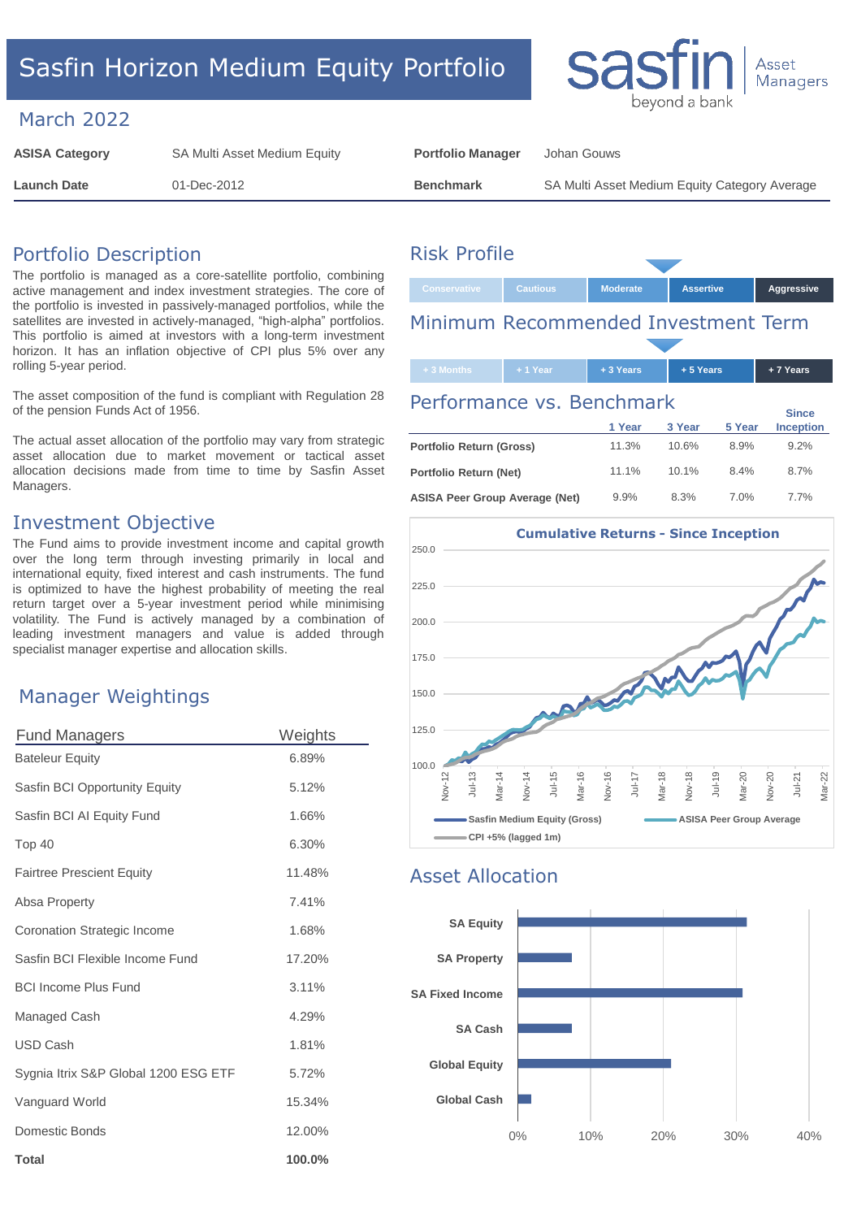# Sasfin Horizon Medium Equity Portfolio

sasfin beyond a bank | Asset Managers

## March 2022

| ASISA Category | SA Multi Asset Medium Equity | Portfolio Manager | Johan Gouws |
|---|---|---|---|
| Launch Date | 01-Dec-2012 | Benchmark | SA Multi Asset Medium Equity Category Average |

## Portfolio Description

The portfolio is managed as a core-satellite portfolio, combining active management and index investment strategies. The core of the portfolio is invested in passively-managed portfolios, while the satellites are invested in actively-managed, "high-alpha" portfolios. This portfolio is aimed at investors with a long-term investment horizon. It has an inflation objective of CPI plus 5% over any rolling 5-year period.

The asset composition of the fund is compliant with Regulation 28 of the pension Funds Act of 1956.

The actual asset allocation of the portfolio may vary from strategic asset allocation due to market movement or tactical asset allocation decisions made from time to time by Sasfin Asset Managers.

## Investment Objective

The Fund aims to provide investment income and capital growth over the long term through investing primarily in local and international equity, fixed interest and cash instruments. The fund is optimized to have the highest probability of meeting the real return target over a 5-year investment period while minimising volatility. The Fund is actively managed by a combination of leading investment managers and value is added through specialist manager expertise and allocation skills.

## Manager Weightings

| Fund Managers | Weights |
|---|---|
| Bateleur Equity | 6.89% |
| Sasfin BCI Opportunity Equity | 5.12% |
| Sasfin BCI AI Equity Fund | 1.66% |
| Top 40 | 6.30% |
| Fairtree Prescient Equity | 11.48% |
| Absa Property | 7.41% |
| Coronation Strategic Income | 1.68% |
| Sasfin BCI Flexible Income Fund | 17.20% |
| BCI Income Plus Fund | 3.11% |
| Managed Cash | 4.29% |
| USD Cash | 1.81% |
| Sygnia Itrix S&P Global 1200 ESG ETF | 5.72% |
| Vanguard World | 15.34% |
| Domestic Bonds | 12.00% |
| **Total** | **100.0%** |

## Risk Profile

Conservative | Cautious | **Moderate** | Assertive | Aggressive

(Indicated: Moderate)

## Minimum Recommended Investment Term

+ 3 Months | + 1 Year | + 3 Years | **+ 5 Years** | + 7 Years

(Indicated: + 5 Years)

## Performance vs. Benchmark

| | 1 Year | 3 Year | 5 Year | Since Inception |
|---|---|---|---|---|
| Portfolio Return (Gross) | 11.3% | 10.6% | 8.9% | 9.2% |
| Portfolio Return (Net) | 11.1% | 10.1% | 8.4% | 8.7% |
| ASISA Peer Group Average (Net) | 9.9% | 8.3% | 7.0% | 7.7% |

**Cumulative Returns - Since Inception**

Legend: Sasfin Medium Equity (Gross); ASISA Peer Group Average; CPI +5% (lagged 1m)

## Asset Allocation

(Chart categories: SA Equity, SA Property, SA Fixed Income, SA Cash, Global Equity, Global Cash; axis 0%–40%)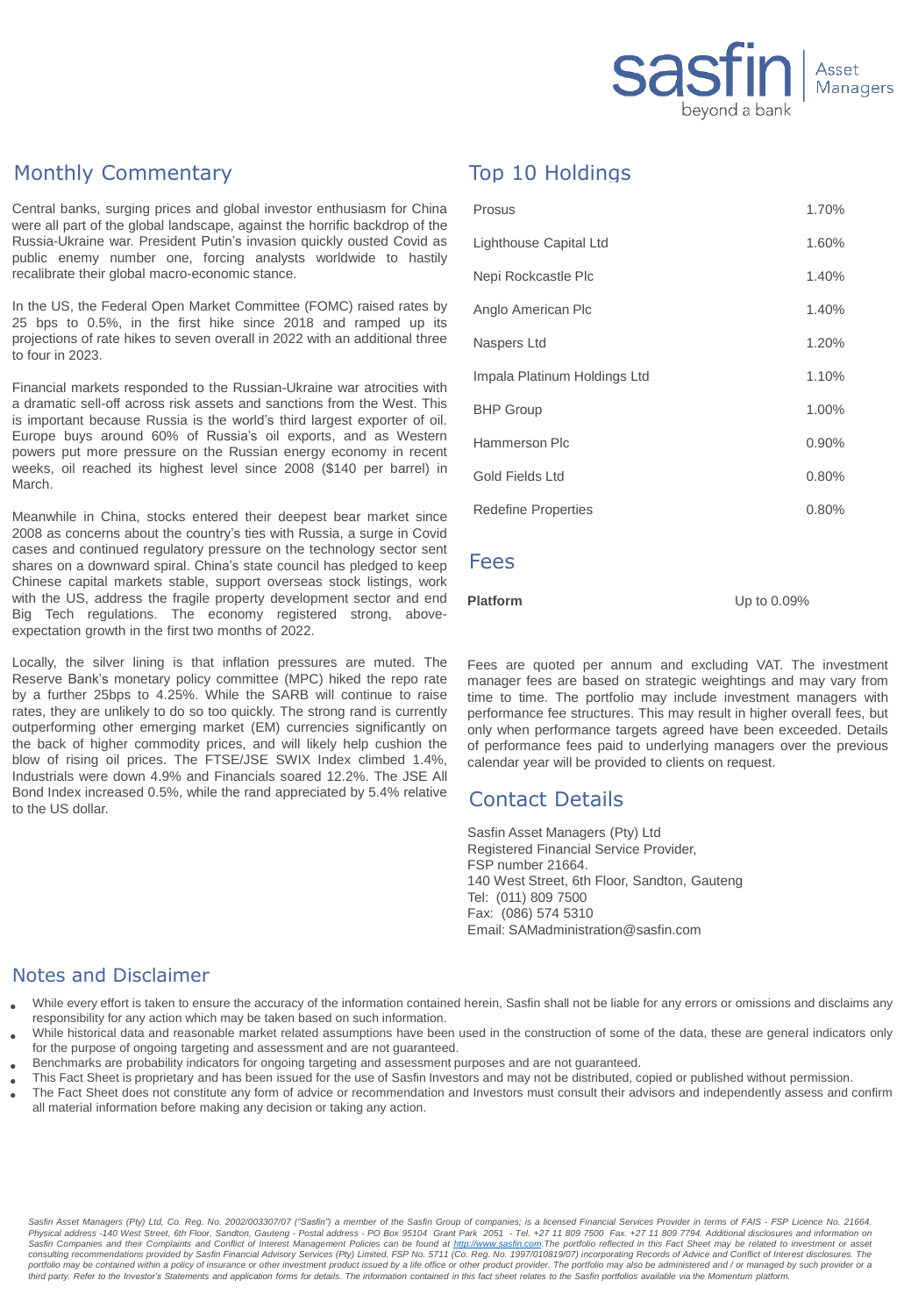## Monthly Commentary

Central banks, surging prices and global investor enthusiasm for China were all part of the global landscape, against the horrific backdrop of the Russia-Ukraine war. President Putin's invasion quickly ousted Covid as public enemy number one, forcing analysts worldwide to hastily recalibrate their global macro-economic stance.

In the US, the Federal Open Market Committee (FOMC) raised rates by 25 bps to 0.5%, in the first hike since 2018 and ramped up its projections of rate hikes to seven overall in 2022 with an additional three to four in 2023.

Financial markets responded to the Russian-Ukraine war atrocities with a dramatic sell-off across risk assets and sanctions from the West. This is important because Russia is the world's third largest exporter of oil. Europe buys around 60% of Russia's oil exports, and as Western powers put more pressure on the Russian energy economy in recent weeks, oil reached its highest level since 2008 ($140 per barrel) in March.

Meanwhile in China, stocks entered their deepest bear market since 2008 as concerns about the country's ties with Russia, a surge in Covid cases and continued regulatory pressure on the technology sector sent shares on a downward spiral. China's state council has pledged to keep Chinese capital markets stable, support overseas stock listings, work with the US, address the fragile property development sector and end Big Tech regulations. The economy registered strong, above-expectation growth in the first two months of 2022.

Locally, the silver lining is that inflation pressures are muted. The Reserve Bank's monetary policy committee (MPC) hiked the repo rate by a further 25bps to 4.25%. While the SARB will continue to raise rates, they are unlikely to do so too quickly. The strong rand is currently outperforming other emerging market (EM) currencies significantly on the back of higher commodity prices, and will likely help cushion the blow of rising oil prices. The FTSE/JSE SWIX Index climbed 1.4%, Industrials were down 4.9% and Financials soared 12.2%. The JSE All Bond Index increased 0.5%, while the rand appreciated by 5.4% relative to the US dollar.

## Top 10 Holdings

| | |
|---|---|
| Prosus | 1.70% |
| Lighthouse Capital Ltd | 1.60% |
| Nepi Rockcastle Plc | 1.40% |
| Anglo American Plc | 1.40% |
| Naspers Ltd | 1.20% |
| Impala Platinum Holdings Ltd | 1.10% |
| BHP Group | 1.00% |
| Hammerson Plc | 0.90% |
| Gold Fields Ltd | 0.80% |
| Redefine Properties | 0.80% |

## Fees

| | |
|---|---|
| **Platform** | Up to 0.09% |

Fees are quoted per annum and excluding VAT. The investment manager fees are based on strategic weightings and may vary from time to time. The portfolio may include investment managers with performance fee structures. This may result in higher overall fees, but only when performance targets agreed have been exceeded. Details of performance fees paid to underlying managers over the previous calendar year will be provided to clients on request.

## Contact Details

Sasfin Asset Managers (Pty) Ltd
Registered Financial Service Provider,
FSP number 21664.
140 West Street, 6th Floor, Sandton, Gauteng
Tel: (011) 809 7500
Fax: (086) 574 5310
Email: SAMadministration@sasfin.com

## Notes and Disclaimer

- While every effort is taken to ensure the accuracy of the information contained herein, Sasfin shall not be liable for any errors or omissions and disclaims any responsibility for any action which may be taken based on such information.
- While historical data and reasonable market related assumptions have been used in the construction of some of the data, these are general indicators only for the purpose of ongoing targeting and assessment and are not guaranteed.
- Benchmarks are probability indicators for ongoing targeting and assessment purposes and are not guaranteed.
- This Fact Sheet is proprietary and has been issued for the use of Sasfin Investors and may not be distributed, copied or published without permission.
- The Fact Sheet does not constitute any form of advice or recommendation and Investors must consult their advisors and independently assess and confirm all material information before making any decision or taking any action.

*Sasfin Asset Managers (Pty) Ltd, Co. Reg. No. 2002/003307/07 ("Sasfin") a member of the Sasfin Group of companies; is a licensed Financial Services Provider in terms of FAIS - FSP Licence No. 21664. Physical address -140 West Street, 6th Floor, Sandton, Gauteng - Postal address - PO Box 95104 Grant Park 2051 - Tel. +27 11 809 7500 Fax. +27 11 809 7794. Additional disclosures and information on Sasfin Companies and their Complaints and Conflict of Interest Management Policies can be found at http://www.sasfin.com.The portfolio reflected in this Fact Sheet may be related to investment or asset consulting recommendations provided by Sasfin Financial Advisory Services (Pty) Limited, FSP No. 5711 (Co. Reg. No. 1997/010819/07) incorporating Records of Advice and Conflict of Interest disclosures. The portfolio may be contained within a policy of insurance or other investment product issued by a life office or other product provider. The portfolio may also be administered and / or managed by such provider or a third party. Refer to the Investor's Statements and application forms for details. The information contained in this fact sheet relates to the Sasfin portfolios available via the Momentum platform.*